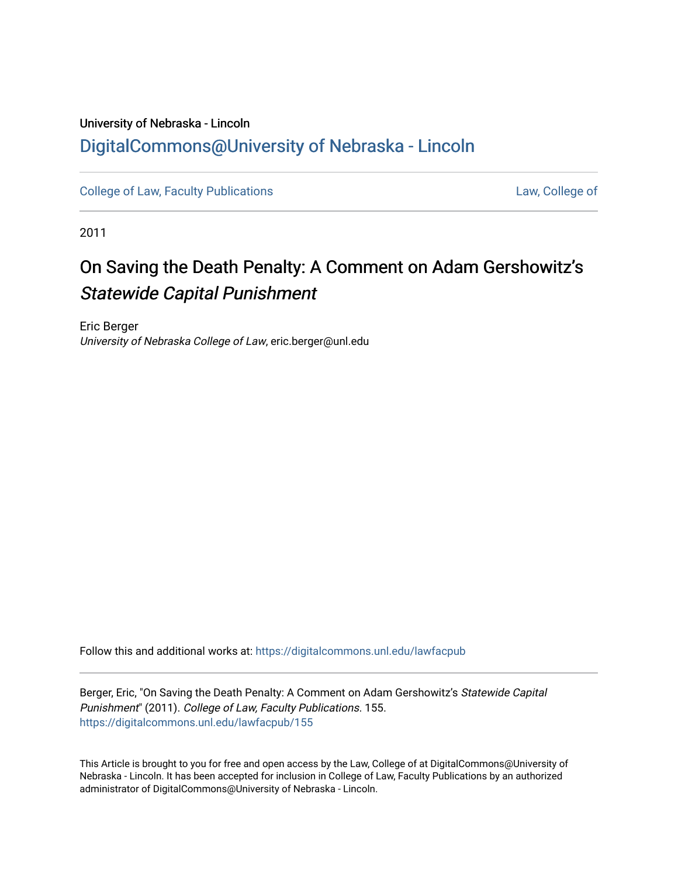University of Nebraska - Lincoln

## DigitalCommons@University of Nebraska - Lincoln

College of Law, Faculty Publications — Law, College of

2011

# On Saving the Death Penalty: A Comment on Adam Gershowitz's *Statewide Capital Punishment*

Eric Berger
*University of Nebraska College of Law*, eric.berger@unl.edu

Follow this and additional works at: https://digitalcommons.unl.edu/lawfacpub

Berger, Eric, "On Saving the Death Penalty: A Comment on Adam Gershowitz's *Statewide Capital Punishment*" (2011). *College of Law, Faculty Publications*. 155.
https://digitalcommons.unl.edu/lawfacpub/155

This Article is brought to you for free and open access by the Law, College of at DigitalCommons@University of Nebraska - Lincoln. It has been accepted for inclusion in College of Law, Faculty Publications by an authorized administrator of DigitalCommons@University of Nebraska - Lincoln.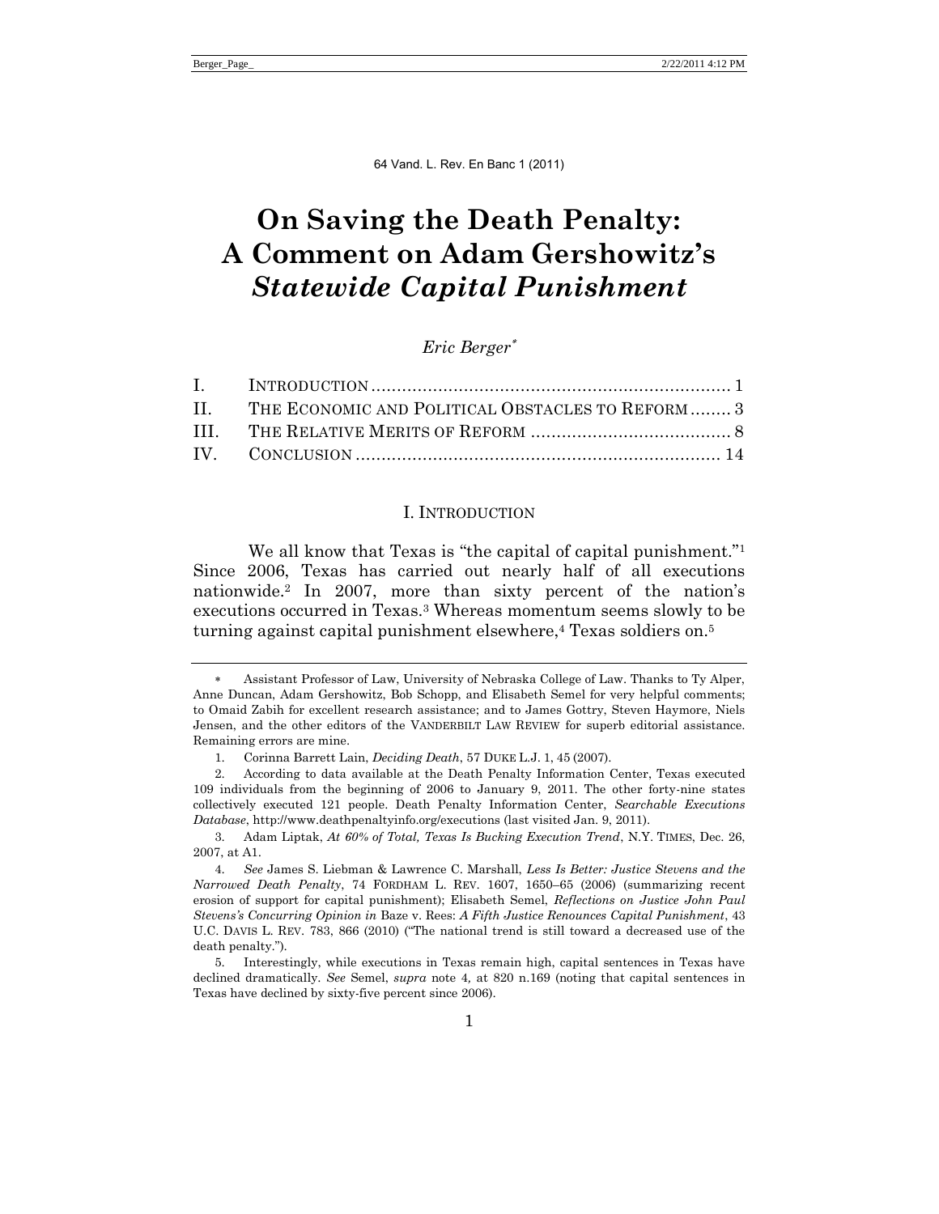# On Saving the Death Penalty: A Comment on Adam Gershowitz's *Statewide Capital Punishment*

*Eric Berger*[*]

| | | |
|---|---|---|
| I. | INTRODUCTION | 1 |
| II. | THE ECONOMIC AND POLITICAL OBSTACLES TO REFORM | 3 |
| III. | THE RELATIVE MERITS OF REFORM | 8 |
| IV. | CONCLUSION | 14 |

## I. INTRODUCTION

We all know that Texas is "the capital of capital punishment."[1] Since 2006, Texas has carried out nearly half of all executions nationwide.[2] In 2007, more than sixty percent of the nation's executions occurred in Texas.[3] Whereas momentum seems slowly to be turning against capital punishment elsewhere,[4] Texas soldiers on.[5]

---

[*] Assistant Professor of Law, University of Nebraska College of Law. Thanks to Ty Alper, Anne Duncan, Adam Gershowitz, Bob Schopp, and Elisabeth Semel for very helpful comments; to Omaid Zabih for excellent research assistance; and to James Gottry, Steven Haymore, Niels Jensen, and the other editors of the VANDERBILT LAW REVIEW for superb editorial assistance. Remaining errors are mine.

1. Corinna Barrett Lain, *Deciding Death*, 57 DUKE L.J. 1, 45 (2007).

2. According to data available at the Death Penalty Information Center, Texas executed 109 individuals from the beginning of 2006 to January 9, 2011. The other forty-nine states collectively executed 121 people. Death Penalty Information Center, *Searchable Executions Database*, http://www.deathpenaltyinfo.org/executions (last visited Jan. 9, 2011).

3. Adam Liptak, *At 60% of Total, Texas Is Bucking Execution Trend*, N.Y. TIMES, Dec. 26, 2007, at A1.

4. *See* James S. Liebman & Lawrence C. Marshall, *Less Is Better: Justice Stevens and the Narrowed Death Penalty*, 74 FORDHAM L. REV. 1607, 1650–65 (2006) (summarizing recent erosion of support for capital punishment); Elisabeth Semel, *Reflections on Justice John Paul Stevens's Concurring Opinion in* Baze v. Rees: *A Fifth Justice Renounces Capital Punishment*, 43 U.C. DAVIS L. REV. 783, 866 (2010) ("The national trend is still toward a decreased use of the death penalty.").

5. Interestingly, while executions in Texas remain high, capital sentences in Texas have declined dramatically. *See* Semel, *supra* note 4, at 820 n.169 (noting that capital sentences in Texas have declined by sixty-five percent since 2006).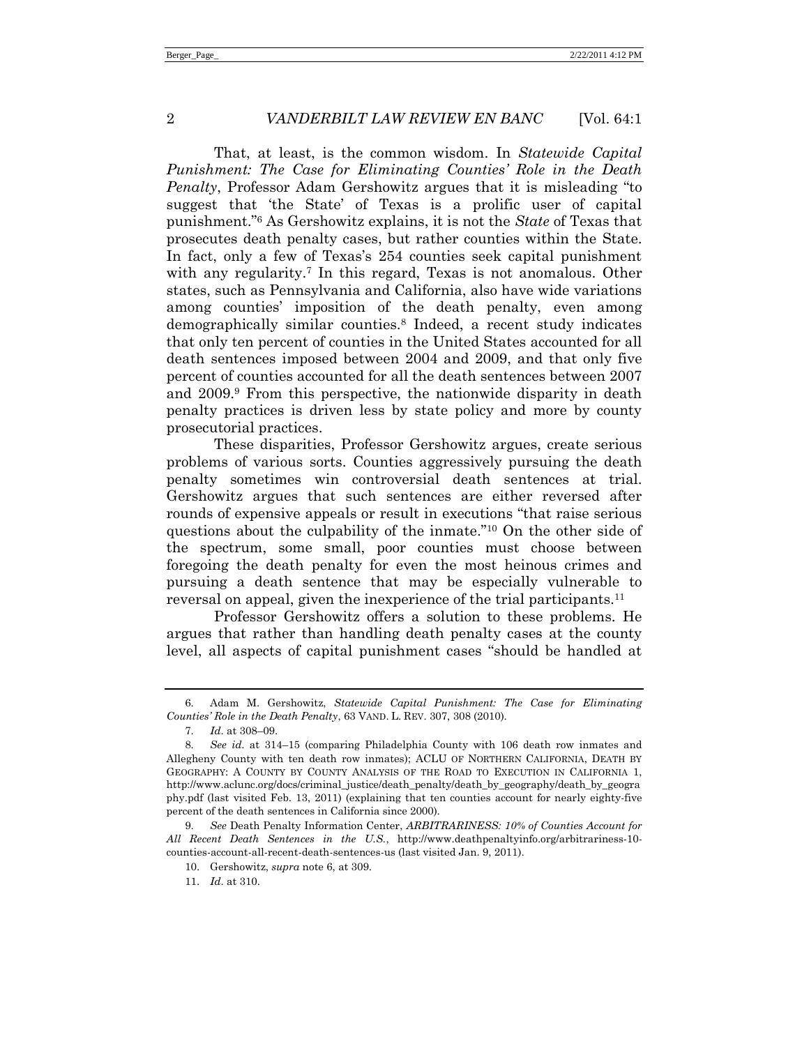That, at least, is the common wisdom. In *Statewide Capital Punishment: The Case for Eliminating Counties' Role in the Death Penalty*, Professor Adam Gershowitz argues that it is misleading "to suggest that 'the State' of Texas is a prolific user of capital punishment."[6] As Gershowitz explains, it is not the *State* of Texas that prosecutes death penalty cases, but rather counties within the State. In fact, only a few of Texas's 254 counties seek capital punishment with any regularity.[7] In this regard, Texas is not anomalous. Other states, such as Pennsylvania and California, also have wide variations among counties' imposition of the death penalty, even among demographically similar counties.[8] Indeed, a recent study indicates that only ten percent of counties in the United States accounted for all death sentences imposed between 2004 and 2009, and that only five percent of counties accounted for all the death sentences between 2007 and 2009.[9] From this perspective, the nationwide disparity in death penalty practices is driven less by state policy and more by county prosecutorial practices.

These disparities, Professor Gershowitz argues, create serious problems of various sorts. Counties aggressively pursuing the death penalty sometimes win controversial death sentences at trial. Gershowitz argues that such sentences are either reversed after rounds of expensive appeals or result in executions "that raise serious questions about the culpability of the inmate."[10] On the other side of the spectrum, some small, poor counties must choose between foregoing the death penalty for even the most heinous crimes and pursuing a death sentence that may be especially vulnerable to reversal on appeal, given the inexperience of the trial participants.[11]

Professor Gershowitz offers a solution to these problems. He argues that rather than handling death penalty cases at the county level, all aspects of capital punishment cases "should be handled at

---

6. Adam M. Gershowitz, *Statewide Capital Punishment: The Case for Eliminating Counties' Role in the Death Penalty*, 63 VAND. L. REV. 307, 308 (2010).

7. *Id*. at 308–09.

8. *See id*. at 314–15 (comparing Philadelphia County with 106 death row inmates and Allegheny County with ten death row inmates); ACLU OF NORTHERN CALIFORNIA, DEATH BY GEOGRAPHY: A COUNTY BY COUNTY ANALYSIS OF THE ROAD TO EXECUTION IN CALIFORNIA 1, http://www.aclunc.org/docs/criminal_justice/death_penalty/death_by_geography/death_by_geography.pdf (last visited Feb. 13, 2011) (explaining that ten counties account for nearly eighty-five percent of the death sentences in California since 2000).

9. *See* Death Penalty Information Center, *ARBITRARINESS: 10% of Counties Account for All Recent Death Sentences in the U.S.*, http://www.deathpenaltyinfo.org/arbitrariness-10-counties-account-all-recent-death-sentences-us (last visited Jan. 9, 2011).

10. Gershowitz, *supra* note 6, at 309.

11. *Id*. at 310.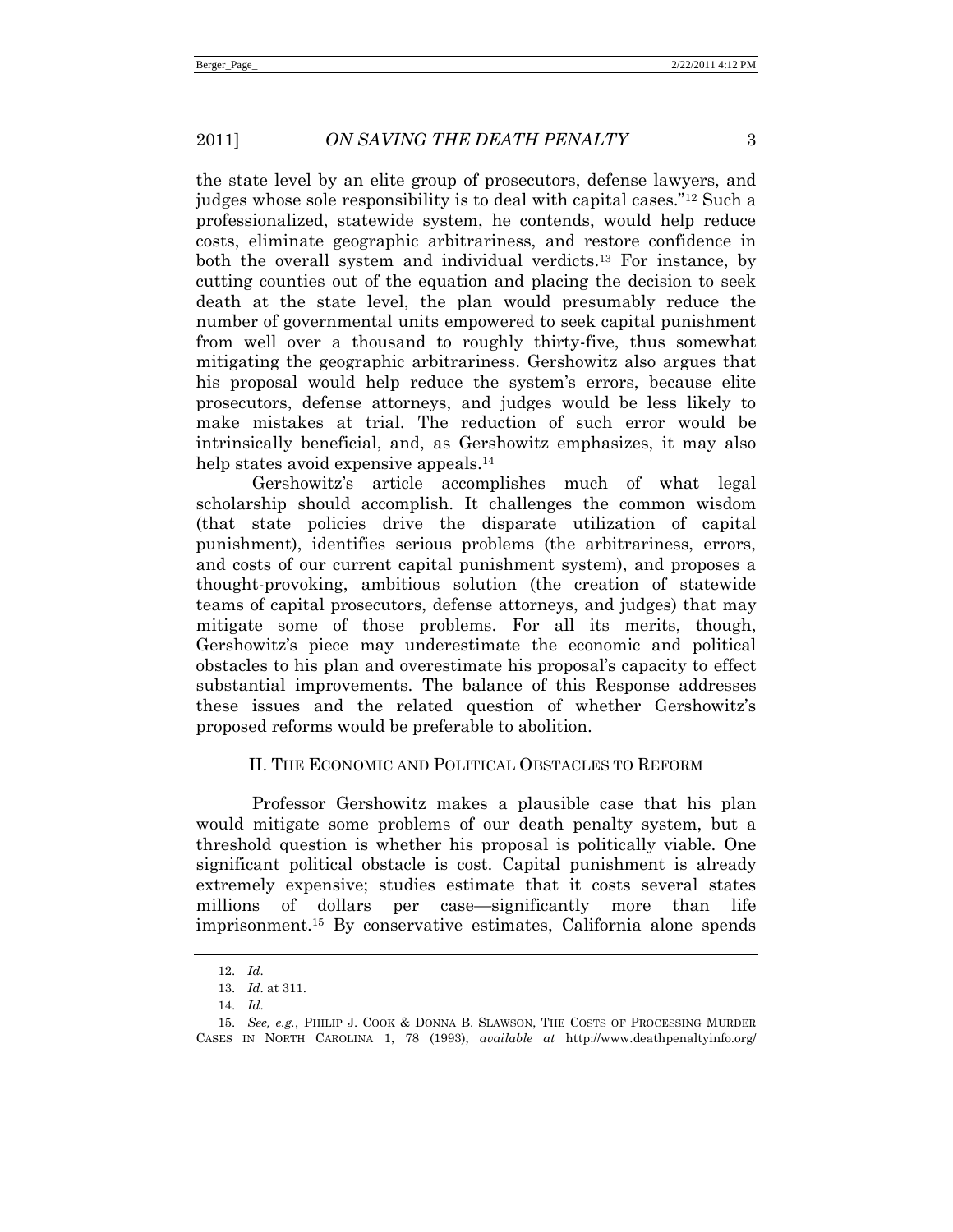the state level by an elite group of prosecutors, defense lawyers, and judges whose sole responsibility is to deal with capital cases."[12] Such a professionalized, statewide system, he contends, would help reduce costs, eliminate geographic arbitrariness, and restore confidence in both the overall system and individual verdicts.[13] For instance, by cutting counties out of the equation and placing the decision to seek death at the state level, the plan would presumably reduce the number of governmental units empowered to seek capital punishment from well over a thousand to roughly thirty-five, thus somewhat mitigating the geographic arbitrariness. Gershowitz also argues that his proposal would help reduce the system's errors, because elite prosecutors, defense attorneys, and judges would be less likely to make mistakes at trial. The reduction of such error would be intrinsically beneficial, and, as Gershowitz emphasizes, it may also help states avoid expensive appeals.[14]

Gershowitz's article accomplishes much of what legal scholarship should accomplish. It challenges the common wisdom (that state policies drive the disparate utilization of capital punishment), identifies serious problems (the arbitrariness, errors, and costs of our current capital punishment system), and proposes a thought-provoking, ambitious solution (the creation of statewide teams of capital prosecutors, defense attorneys, and judges) that may mitigate some of those problems. For all its merits, though, Gershowitz's piece may underestimate the economic and political obstacles to his plan and overestimate his proposal's capacity to effect substantial improvements. The balance of this Response addresses these issues and the related question of whether Gershowitz's proposed reforms would be preferable to abolition.

## II. THE ECONOMIC AND POLITICAL OBSTACLES TO REFORM

Professor Gershowitz makes a plausible case that his plan would mitigate some problems of our death penalty system, but a threshold question is whether his proposal is politically viable. One significant political obstacle is cost. Capital punishment is already extremely expensive; studies estimate that it costs several states millions of dollars per case—significantly more than life imprisonment.[15] By conservative estimates, California alone spends

---

12. *Id.*

13. *Id.* at 311.

14. *Id.*

15. *See, e.g.*, PHILIP J. COOK & DONNA B. SLAWSON, THE COSTS OF PROCESSING MURDER CASES IN NORTH CAROLINA 1, 78 (1993), *available at* http://www.deathpenaltyinfo.org/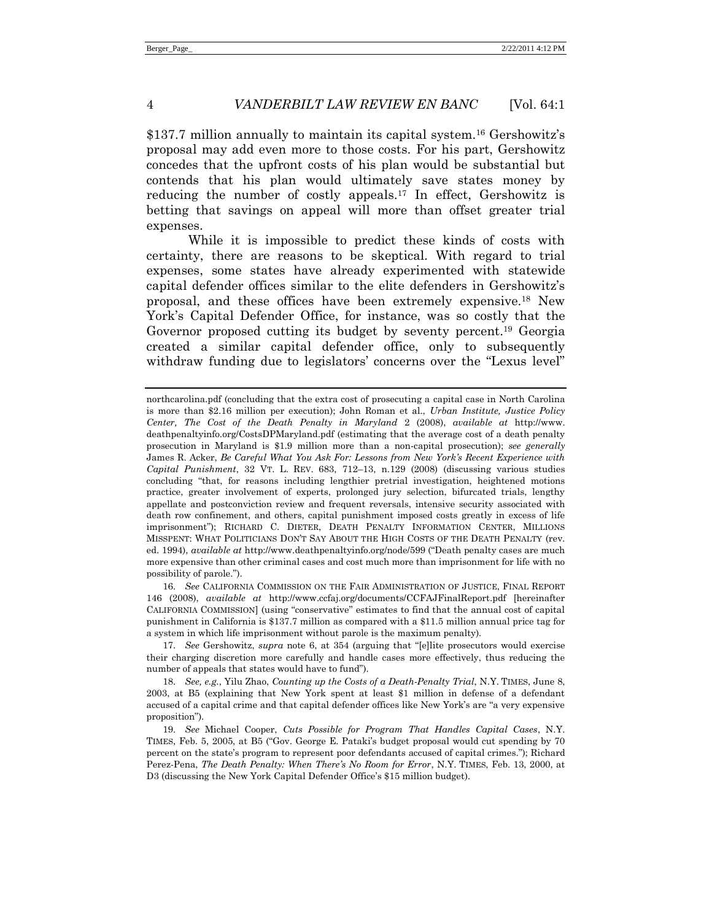$137.7 million annually to maintain its capital system.[16] Gershowitz's proposal may add even more to those costs. For his part, Gershowitz concedes that the upfront costs of his plan would be substantial but contends that his plan would ultimately save states money by reducing the number of costly appeals.[17] In effect, Gershowitz is betting that savings on appeal will more than offset greater trial expenses.

While it is impossible to predict these kinds of costs with certainty, there are reasons to be skeptical. With regard to trial expenses, some states have already experimented with statewide capital defender offices similar to the elite defenders in Gershowitz's proposal, and these offices have been extremely expensive.[18] New York's Capital Defender Office, for instance, was so costly that the Governor proposed cutting its budget by seventy percent.[19] Georgia created a similar capital defender office, only to subsequently withdraw funding due to legislators' concerns over the "Lexus level"

---

northcarolina.pdf (concluding that the extra cost of prosecuting a capital case in North Carolina is more than $2.16 million per execution); John Roman et al., *Urban Institute, Justice Policy Center, The Cost of the Death Penalty in Maryland* 2 (2008), *available at* http://www.deathpenaltyinfo.org/CostsDPMaryland.pdf (estimating that the average cost of a death penalty prosecution in Maryland is $1.9 million more than a non-capital prosecution); *see generally* James R. Acker, *Be Careful What You Ask For: Lessons from New York's Recent Experience with Capital Punishment*, 32 VT. L. REV. 683, 712–13, n.129 (2008) (discussing various studies concluding "that, for reasons including lengthier pretrial investigation, heightened motions practice, greater involvement of experts, prolonged jury selection, bifurcated trials, lengthy appellate and postconviction review and frequent reversals, intensive security associated with death row confinement, and others, capital punishment imposed costs greatly in excess of life imprisonment"); RICHARD C. DIETER, DEATH PENALTY INFORMATION CENTER, MILLIONS MISSPENT: WHAT POLITICIANS DON'T SAY ABOUT THE HIGH COSTS OF THE DEATH PENALTY (rev. ed. 1994), *available at* http://www.deathpenaltyinfo.org/node/599 ("Death penalty cases are much more expensive than other criminal cases and cost much more than imprisonment for life with no possibility of parole.").

16. *See* CALIFORNIA COMMISSION ON THE FAIR ADMINISTRATION OF JUSTICE, FINAL REPORT 146 (2008), *available at* http://www.ccfaj.org/documents/CCFAJFinalReport.pdf [hereinafter CALIFORNIA COMMISSION] (using "conservative" estimates to find that the annual cost of capital punishment in California is $137.7 million as compared with a $11.5 million annual price tag for a system in which life imprisonment without parole is the maximum penalty).

17. *See* Gershowitz, *supra* note 6, at 354 (arguing that "[e]lite prosecutors would exercise their charging discretion more carefully and handle cases more effectively, thus reducing the number of appeals that states would have to fund").

18. *See, e.g.*, Yilu Zhao, *Counting up the Costs of a Death-Penalty Trial*, N.Y. TIMES, June 8, 2003, at B5 (explaining that New York spent at least $1 million in defense of a defendant accused of a capital crime and that capital defender offices like New York's are "a very expensive proposition").

19. *See* Michael Cooper, *Cuts Possible for Program That Handles Capital Cases*, N.Y. TIMES, Feb. 5, 2005, at B5 ("Gov. George E. Pataki's budget proposal would cut spending by 70 percent on the state's program to represent poor defendants accused of capital crimes."); Richard Perez-Pena, *The Death Penalty: When There's No Room for Error*, N.Y. TIMES, Feb. 13, 2000, at D3 (discussing the New York Capital Defender Office's $15 million budget).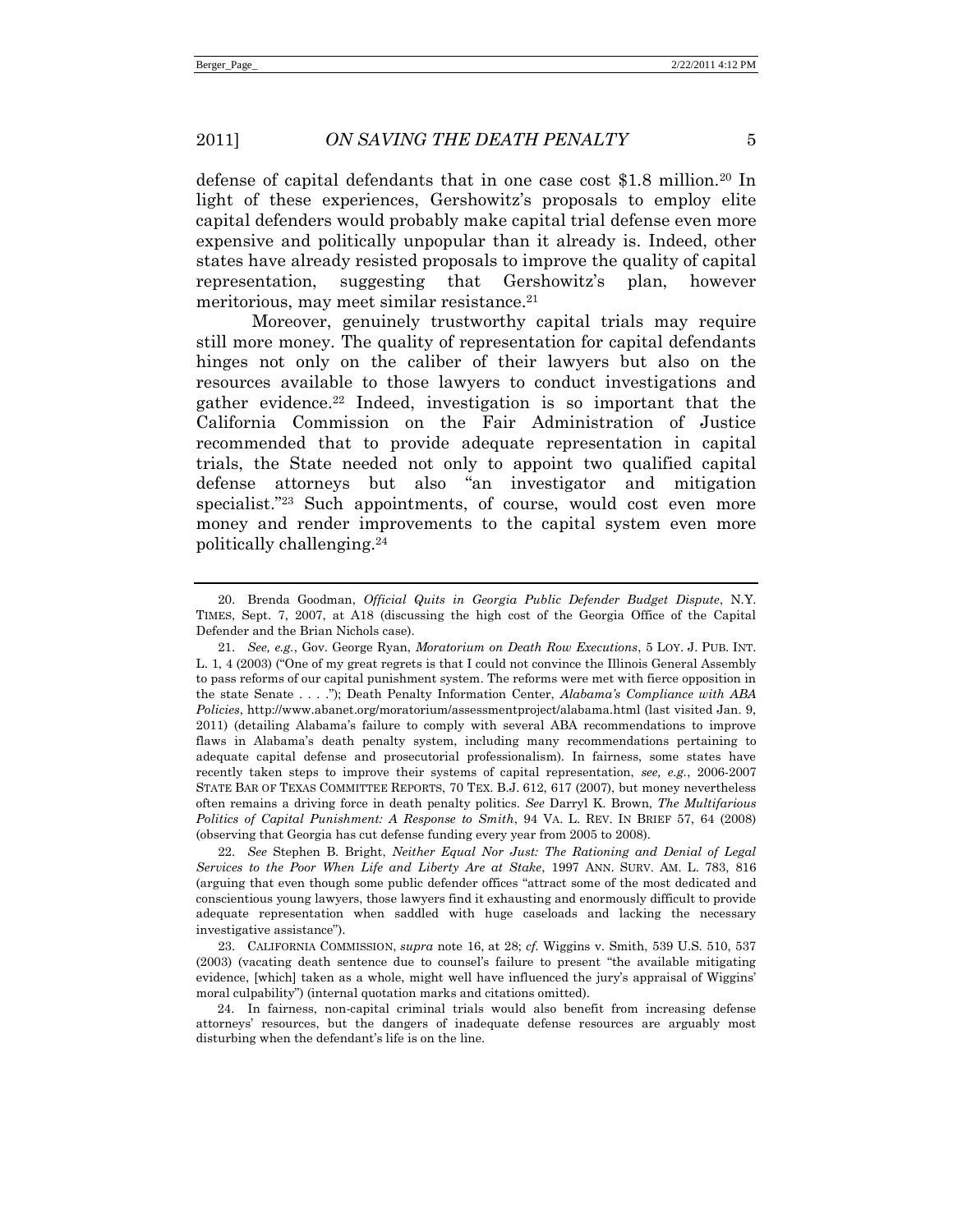defense of capital defendants that in one case cost $1.8 million.[20] In light of these experiences, Gershowitz's proposals to employ elite capital defenders would probably make capital trial defense even more expensive and politically unpopular than it already is. Indeed, other states have already resisted proposals to improve the quality of capital representation, suggesting that Gershowitz's plan, however meritorious, may meet similar resistance.[21]

Moreover, genuinely trustworthy capital trials may require still more money. The quality of representation for capital defendants hinges not only on the caliber of their lawyers but also on the resources available to those lawyers to conduct investigations and gather evidence.[22] Indeed, investigation is so important that the California Commission on the Fair Administration of Justice recommended that to provide adequate representation in capital trials, the State needed not only to appoint two qualified capital defense attorneys but also "an investigator and mitigation specialist."[23] Such appointments, of course, would cost even more money and render improvements to the capital system even more politically challenging.[24]

---

20. Brenda Goodman, *Official Quits in Georgia Public Defender Budget Dispute*, N.Y. TIMES, Sept. 7, 2007, at A18 (discussing the high cost of the Georgia Office of the Capital Defender and the Brian Nichols case).

21. *See, e.g.*, Gov. George Ryan, *Moratorium on Death Row Executions*, 5 LOY. J. PUB. INT. L. 1, 4 (2003) ("One of my great regrets is that I could not convince the Illinois General Assembly to pass reforms of our capital punishment system. The reforms were met with fierce opposition in the state Senate . . . ."); Death Penalty Information Center, *Alabama's Compliance with ABA Policies*, http://www.abanet.org/moratorium/assessmentproject/alabama.html (last visited Jan. 9, 2011) (detailing Alabama's failure to comply with several ABA recommendations to improve flaws in Alabama's death penalty system, including many recommendations pertaining to adequate capital defense and prosecutorial professionalism). In fairness, some states have recently taken steps to improve their systems of capital representation, *see, e.g.*, 2006-2007 STATE BAR OF TEXAS COMMITTEE REPORTS, 70 TEX. B.J. 612, 617 (2007), but money nevertheless often remains a driving force in death penalty politics. *See* Darryl K. Brown, *The Multifarious Politics of Capital Punishment: A Response to Smith*, 94 VA. L. REV. IN BRIEF 57, 64 (2008) (observing that Georgia has cut defense funding every year from 2005 to 2008).

22. *See* Stephen B. Bright, *Neither Equal Nor Just: The Rationing and Denial of Legal Services to the Poor When Life and Liberty Are at Stake*, 1997 ANN. SURV. AM. L. 783, 816 (arguing that even though some public defender offices "attract some of the most dedicated and conscientious young lawyers, those lawyers find it exhausting and enormously difficult to provide adequate representation when saddled with huge caseloads and lacking the necessary investigative assistance").

23. CALIFORNIA COMMISSION, *supra* note 16, at 28; *cf.* Wiggins v. Smith, 539 U.S. 510, 537 (2003) (vacating death sentence due to counsel's failure to present "the available mitigating evidence, [which] taken as a whole, might well have influenced the jury's appraisal of Wiggins' moral culpability") (internal quotation marks and citations omitted).

24. In fairness, non-capital criminal trials would also benefit from increasing defense attorneys' resources, but the dangers of inadequate defense resources are arguably most disturbing when the defendant's life is on the line.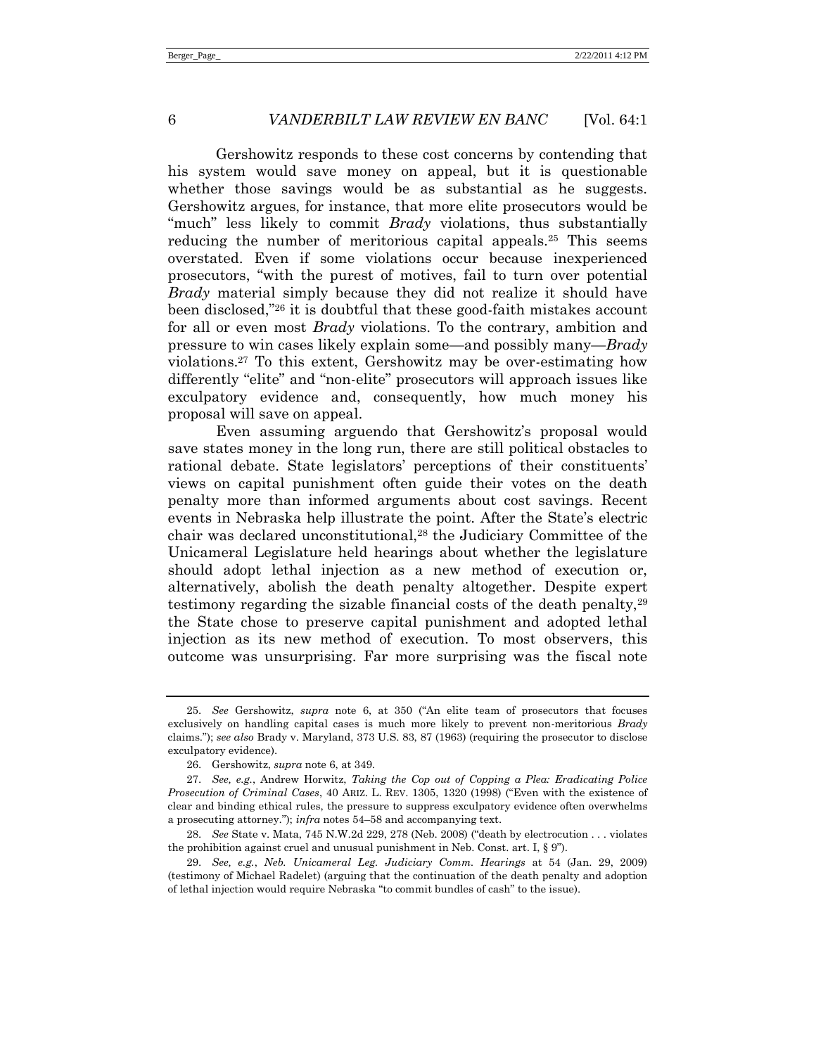Gershowitz responds to these cost concerns by contending that his system would save money on appeal, but it is questionable whether those savings would be as substantial as he suggests. Gershowitz argues, for instance, that more elite prosecutors would be "much" less likely to commit *Brady* violations, thus substantially reducing the number of meritorious capital appeals.[25] This seems overstated. Even if some violations occur because inexperienced prosecutors, "with the purest of motives, fail to turn over potential *Brady* material simply because they did not realize it should have been disclosed,"[26] it is doubtful that these good-faith mistakes account for all or even most *Brady* violations. To the contrary, ambition and pressure to win cases likely explain some—and possibly many—*Brady* violations.[27] To this extent, Gershowitz may be over-estimating how differently "elite" and "non-elite" prosecutors will approach issues like exculpatory evidence and, consequently, how much money his proposal will save on appeal.

Even assuming arguendo that Gershowitz's proposal would save states money in the long run, there are still political obstacles to rational debate. State legislators' perceptions of their constituents' views on capital punishment often guide their votes on the death penalty more than informed arguments about cost savings. Recent events in Nebraska help illustrate the point. After the State's electric chair was declared unconstitutional,[28] the Judiciary Committee of the Unicameral Legislature held hearings about whether the legislature should adopt lethal injection as a new method of execution or, alternatively, abolish the death penalty altogether. Despite expert testimony regarding the sizable financial costs of the death penalty,[29] the State chose to preserve capital punishment and adopted lethal injection as its new method of execution. To most observers, this outcome was unsurprising. Far more surprising was the fiscal note

---

25. *See* Gershowitz, *supra* note 6, at 350 ("An elite team of prosecutors that focuses exclusively on handling capital cases is much more likely to prevent non-meritorious *Brady* claims."); *see also* Brady v. Maryland, 373 U.S. 83, 87 (1963) (requiring the prosecutor to disclose exculpatory evidence).

26. Gershowitz, *supra* note 6, at 349.

27. *See, e.g.*, Andrew Horwitz, *Taking the Cop out of Copping a Plea: Eradicating Police Prosecution of Criminal Cases*, 40 ARIZ. L. REV. 1305, 1320 (1998) ("Even with the existence of clear and binding ethical rules, the pressure to suppress exculpatory evidence often overwhelms a prosecuting attorney."); *infra* notes 54–58 and accompanying text.

28. *See* State v. Mata, 745 N.W.2d 229, 278 (Neb. 2008) ("death by electrocution . . . violates the prohibition against cruel and unusual punishment in Neb. Const. art. I, § 9").

29. *See, e.g.*, *Neb. Unicameral Leg. Judiciary Comm. Hearings* at 54 (Jan. 29, 2009) (testimony of Michael Radelet) (arguing that the continuation of the death penalty and adoption of lethal injection would require Nebraska "to commit bundles of cash" to the issue).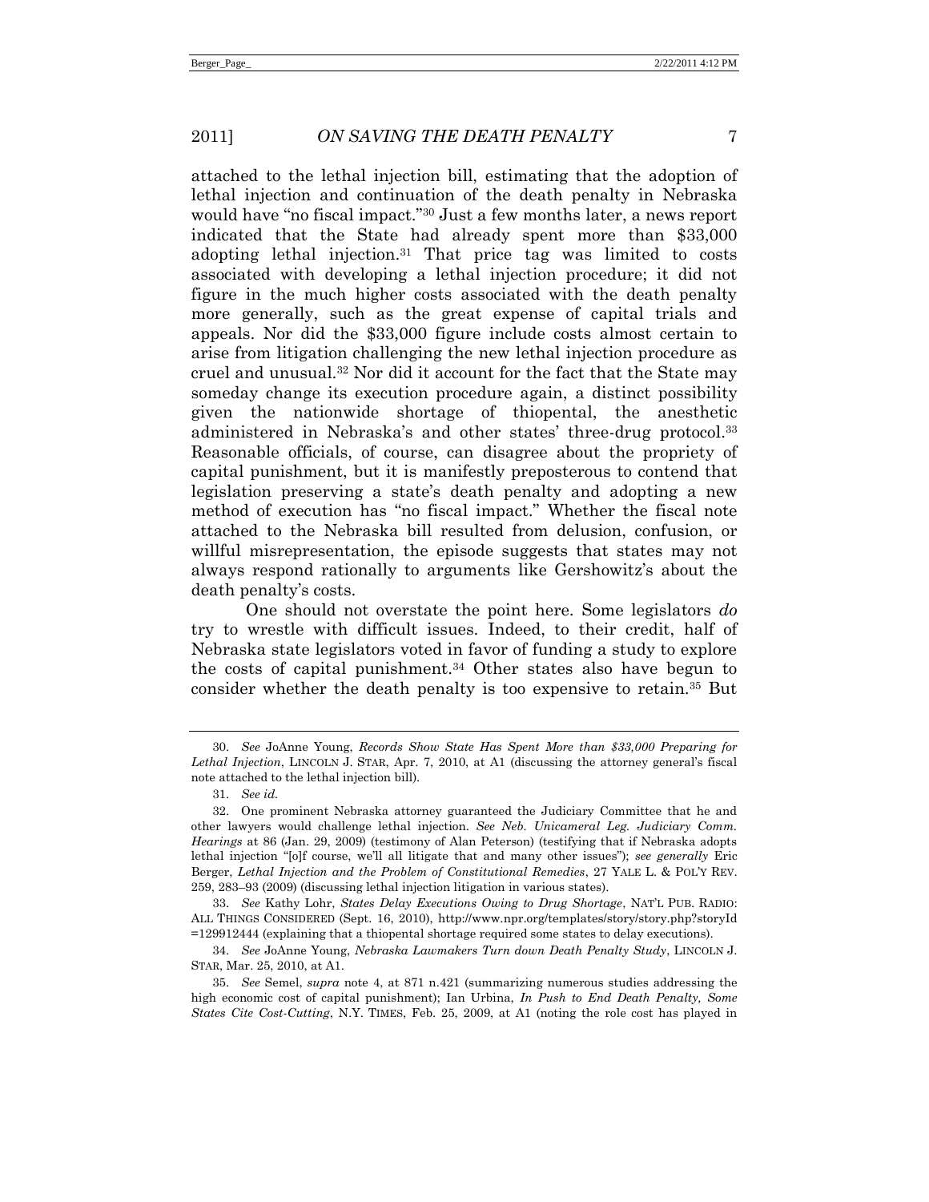attached to the lethal injection bill, estimating that the adoption of lethal injection and continuation of the death penalty in Nebraska would have "no fiscal impact."[30] Just a few months later, a news report indicated that the State had already spent more than $33,000 adopting lethal injection.[31] That price tag was limited to costs associated with developing a lethal injection procedure; it did not figure in the much higher costs associated with the death penalty more generally, such as the great expense of capital trials and appeals. Nor did the $33,000 figure include costs almost certain to arise from litigation challenging the new lethal injection procedure as cruel and unusual.[32] Nor did it account for the fact that the State may someday change its execution procedure again, a distinct possibility given the nationwide shortage of thiopental, the anesthetic administered in Nebraska's and other states' three-drug protocol.[33] Reasonable officials, of course, can disagree about the propriety of capital punishment, but it is manifestly preposterous to contend that legislation preserving a state's death penalty and adopting a new method of execution has "no fiscal impact." Whether the fiscal note attached to the Nebraska bill resulted from delusion, confusion, or willful misrepresentation, the episode suggests that states may not always respond rationally to arguments like Gershowitz's about the death penalty's costs.

One should not overstate the point here. Some legislators *do* try to wrestle with difficult issues. Indeed, to their credit, half of Nebraska state legislators voted in favor of funding a study to explore the costs of capital punishment.[34] Other states also have begun to consider whether the death penalty is too expensive to retain.[35] But

---

30. *See* JoAnne Young, *Records Show State Has Spent More than $33,000 Preparing for Lethal Injection*, LINCOLN J. STAR, Apr. 7, 2010, at A1 (discussing the attorney general's fiscal note attached to the lethal injection bill).

31. *See id.*

32. One prominent Nebraska attorney guaranteed the Judiciary Committee that he and other lawyers would challenge lethal injection. *See Neb. Unicameral Leg. Judiciary Comm. Hearings* at 86 (Jan. 29, 2009) (testimony of Alan Peterson) (testifying that if Nebraska adopts lethal injection "[o]f course, we'll all litigate that and many other issues"); *see generally* Eric Berger, *Lethal Injection and the Problem of Constitutional Remedies*, 27 YALE L. & POL'Y REV. 259, 283–93 (2009) (discussing lethal injection litigation in various states).

33. *See* Kathy Lohr, *States Delay Executions Owing to Drug Shortage*, NAT'L PUB. RADIO: ALL THINGS CONSIDERED (Sept. 16, 2010), http://www.npr.org/templates/story/story.php?storyId=129912444 (explaining that a thiopental shortage required some states to delay executions).

34. *See* JoAnne Young, *Nebraska Lawmakers Turn down Death Penalty Study*, LINCOLN J. STAR, Mar. 25, 2010, at A1.

35. *See* Semel, *supra* note 4, at 871 n.421 (summarizing numerous studies addressing the high economic cost of capital punishment); Ian Urbina, *In Push to End Death Penalty, Some States Cite Cost-Cutting*, N.Y. TIMES, Feb. 25, 2009, at A1 (noting the role cost has played in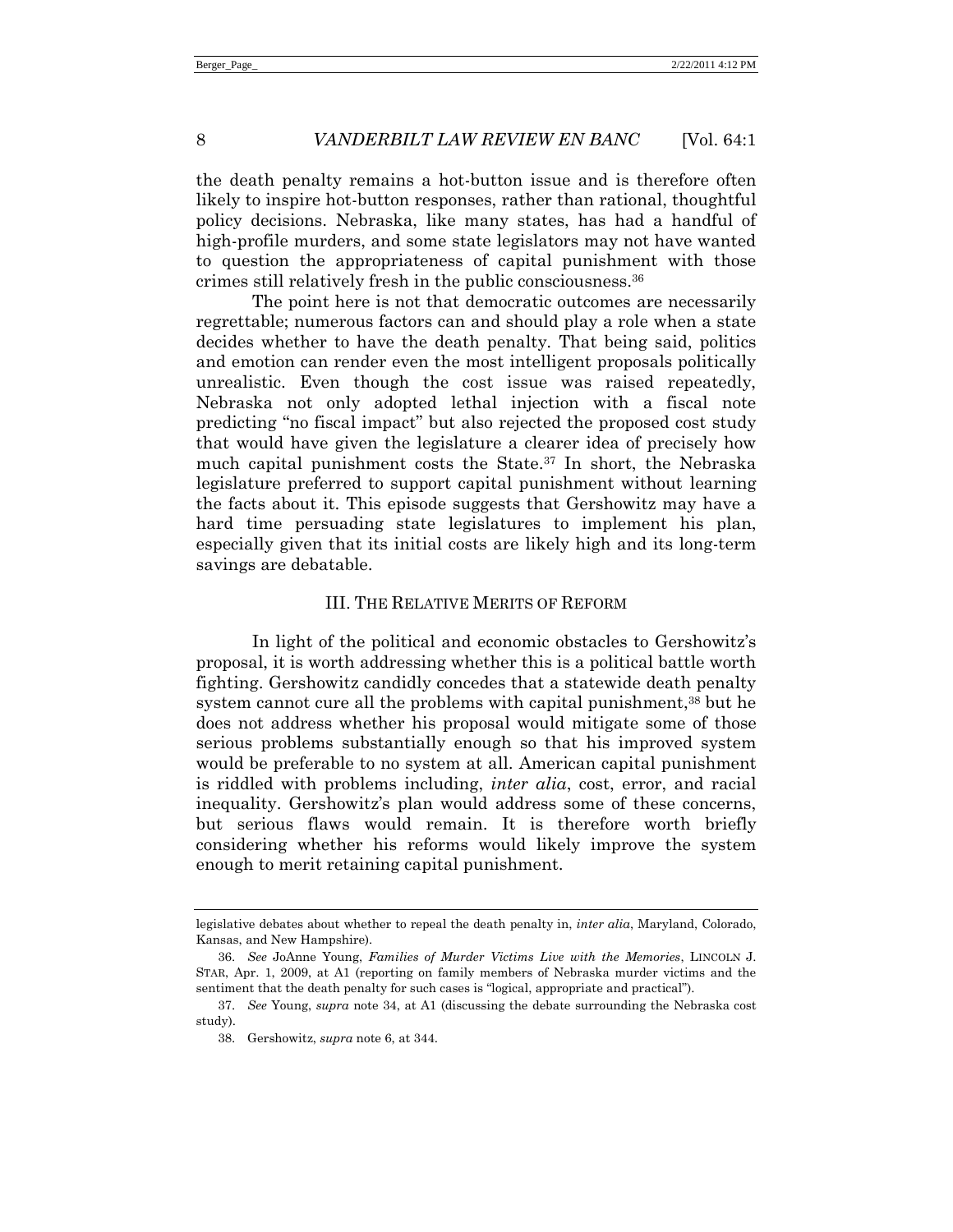the death penalty remains a hot-button issue and is therefore often likely to inspire hot-button responses, rather than rational, thoughtful policy decisions. Nebraska, like many states, has had a handful of high-profile murders, and some state legislators may not have wanted to question the appropriateness of capital punishment with those crimes still relatively fresh in the public consciousness.[36]

The point here is not that democratic outcomes are necessarily regrettable; numerous factors can and should play a role when a state decides whether to have the death penalty. That being said, politics and emotion can render even the most intelligent proposals politically unrealistic. Even though the cost issue was raised repeatedly, Nebraska not only adopted lethal injection with a fiscal note predicting "no fiscal impact" but also rejected the proposed cost study that would have given the legislature a clearer idea of precisely how much capital punishment costs the State.[37] In short, the Nebraska legislature preferred to support capital punishment without learning the facts about it. This episode suggests that Gershowitz may have a hard time persuading state legislatures to implement his plan, especially given that its initial costs are likely high and its long-term savings are debatable.

## III. THE RELATIVE MERITS OF REFORM

In light of the political and economic obstacles to Gershowitz's proposal, it is worth addressing whether this is a political battle worth fighting. Gershowitz candidly concedes that a statewide death penalty system cannot cure all the problems with capital punishment,[38] but he does not address whether his proposal would mitigate some of those serious problems substantially enough so that his improved system would be preferable to no system at all. American capital punishment is riddled with problems including, *inter alia*, cost, error, and racial inequality. Gershowitz's plan would address some of these concerns, but serious flaws would remain. It is therefore worth briefly considering whether his reforms would likely improve the system enough to merit retaining capital punishment.

---

legislative debates about whether to repeal the death penalty in, *inter alia*, Maryland, Colorado, Kansas, and New Hampshire).

36. *See* JoAnne Young, *Families of Murder Victims Live with the Memories*, LINCOLN J. STAR, Apr. 1, 2009, at A1 (reporting on family members of Nebraska murder victims and the sentiment that the death penalty for such cases is "logical, appropriate and practical").

37. *See* Young, *supra* note 34, at A1 (discussing the debate surrounding the Nebraska cost study).

38. Gershowitz, *supra* note 6, at 344.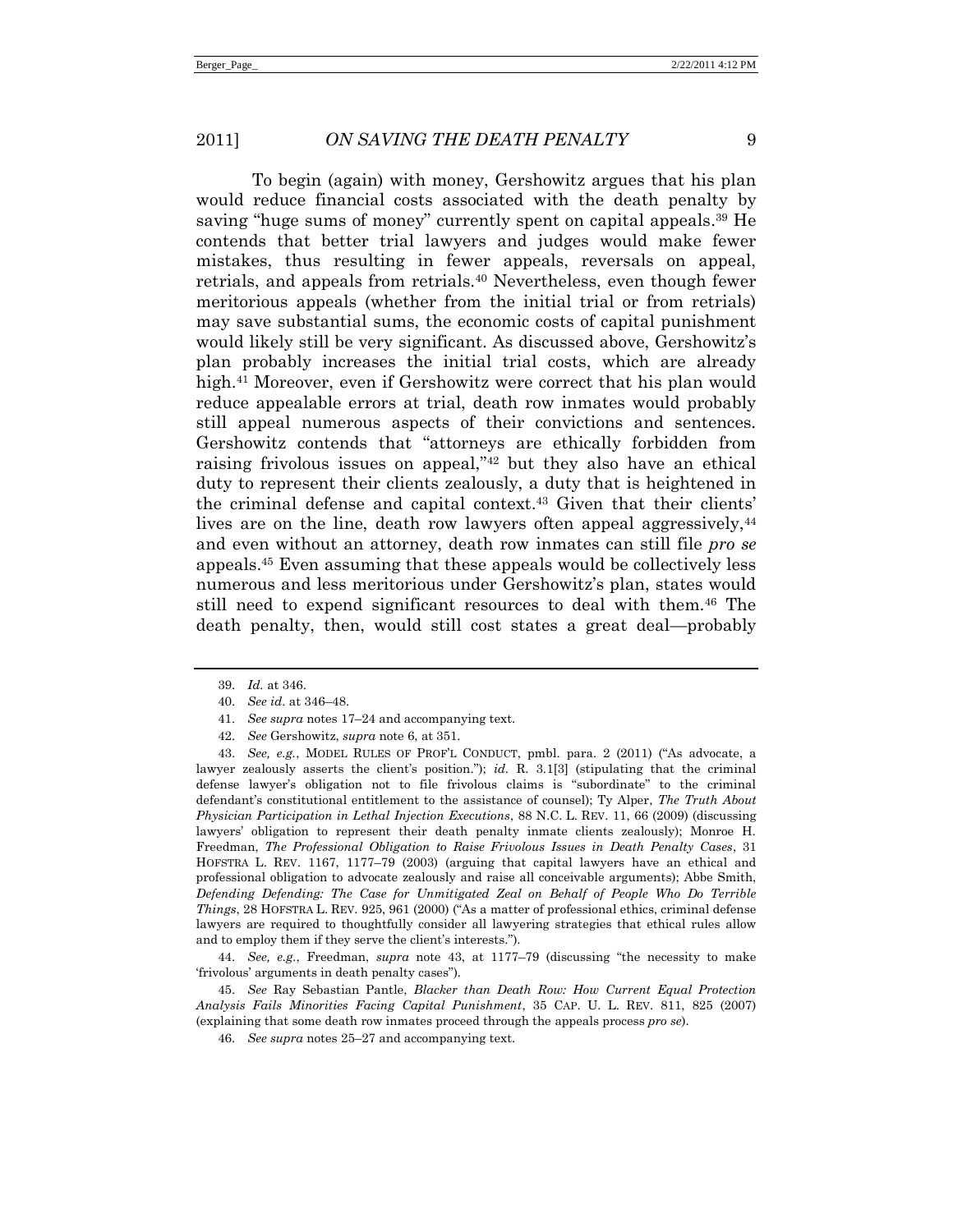To begin (again) with money, Gershowitz argues that his plan would reduce financial costs associated with the death penalty by saving "huge sums of money" currently spent on capital appeals.[39] He contends that better trial lawyers and judges would make fewer mistakes, thus resulting in fewer appeals, reversals on appeal, retrials, and appeals from retrials.[40] Nevertheless, even though fewer meritorious appeals (whether from the initial trial or from retrials) may save substantial sums, the economic costs of capital punishment would likely still be very significant. As discussed above, Gershowitz's plan probably increases the initial trial costs, which are already high.[41] Moreover, even if Gershowitz were correct that his plan would reduce appealable errors at trial, death row inmates would probably still appeal numerous aspects of their convictions and sentences. Gershowitz contends that "attorneys are ethically forbidden from raising frivolous issues on appeal,"[42] but they also have an ethical duty to represent their clients zealously, a duty that is heightened in the criminal defense and capital context.[43] Given that their clients' lives are on the line, death row lawyers often appeal aggressively,[44] and even without an attorney, death row inmates can still file *pro se* appeals.[45] Even assuming that these appeals would be collectively less numerous and less meritorious under Gershowitz's plan, states would still need to expend significant resources to deal with them.[46] The death penalty, then, would still cost states a great deal—probably

---

39. *Id.* at 346.

40. *See id.* at 346–48.

41. *See supra* notes 17–24 and accompanying text.

42. *See* Gershowitz, *supra* note 6, at 351.

43. *See, e.g.*, MODEL RULES OF PROF'L CONDUCT, pmbl. para. 2 (2011) ("As advocate, a lawyer zealously asserts the client's position."); *id.* R. 3.1[3] (stipulating that the criminal defense lawyer's obligation not to file frivolous claims is "subordinate" to the criminal defendant's constitutional entitlement to the assistance of counsel); Ty Alper, *The Truth About Physician Participation in Lethal Injection Executions*, 88 N.C. L. REV. 11, 66 (2009) (discussing lawyers' obligation to represent their death penalty inmate clients zealously); Monroe H. Freedman, *The Professional Obligation to Raise Frivolous Issues in Death Penalty Cases*, 31 HOFSTRA L. REV. 1167, 1177–79 (2003) (arguing that capital lawyers have an ethical and professional obligation to advocate zealously and raise all conceivable arguments); Abbe Smith, *Defending Defending: The Case for Unmitigated Zeal on Behalf of People Who Do Terrible Things*, 28 HOFSTRA L. REV. 925, 961 (2000) ("As a matter of professional ethics, criminal defense lawyers are required to thoughtfully consider all lawyering strategies that ethical rules allow and to employ them if they serve the client's interests.").

44. *See, e.g.*, Freedman, *supra* note 43, at 1177–79 (discussing "the necessity to make 'frivolous' arguments in death penalty cases").

45. *See* Ray Sebastian Pantle, *Blacker than Death Row: How Current Equal Protection Analysis Fails Minorities Facing Capital Punishment*, 35 CAP. U. L. REV. 811, 825 (2007) (explaining that some death row inmates proceed through the appeals process *pro se*).

46. *See supra* notes 25–27 and accompanying text.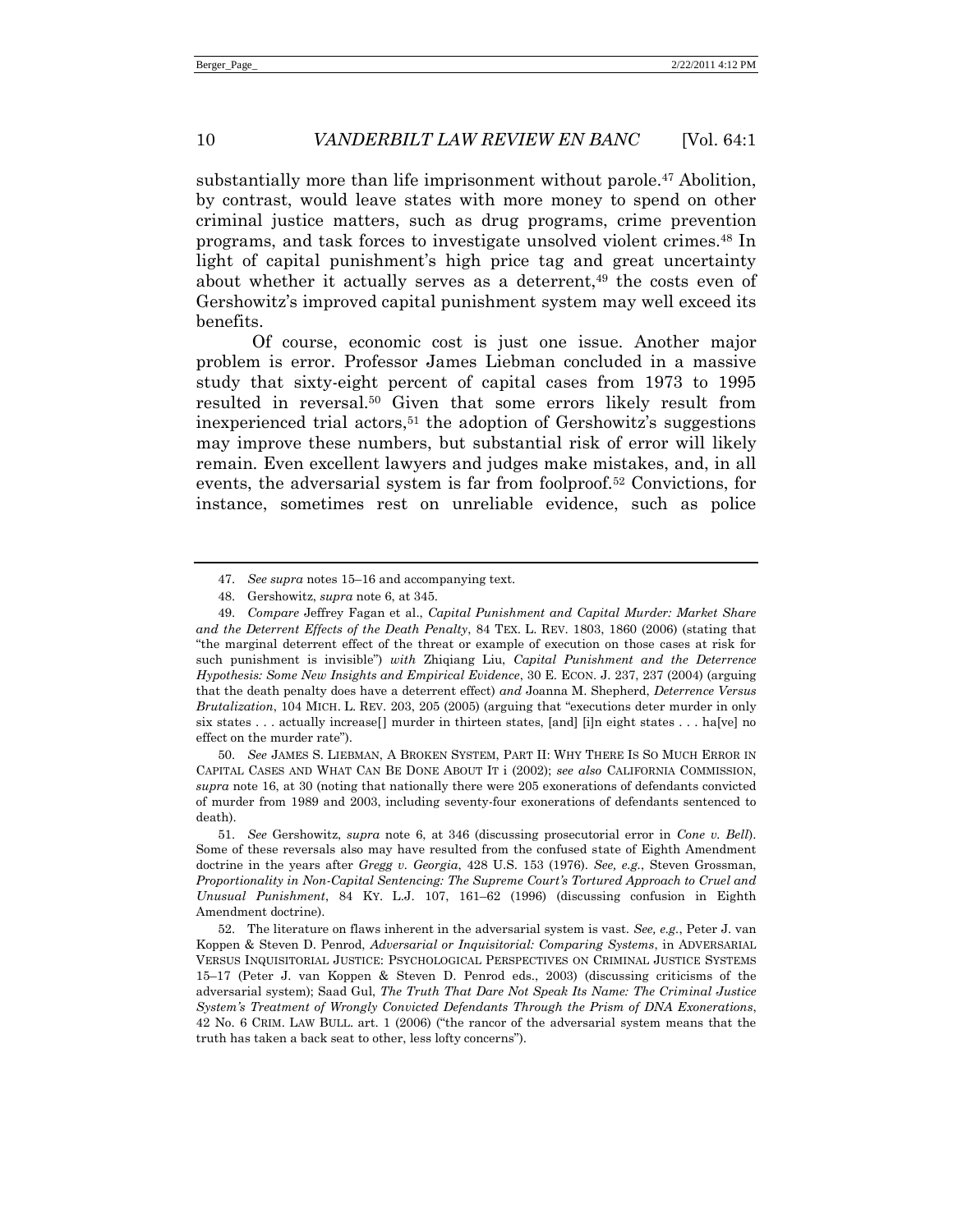substantially more than life imprisonment without parole.[47] Abolition, by contrast, would leave states with more money to spend on other criminal justice matters, such as drug programs, crime prevention programs, and task forces to investigate unsolved violent crimes.[48] In light of capital punishment's high price tag and great uncertainty about whether it actually serves as a deterrent,[49] the costs even of Gershowitz's improved capital punishment system may well exceed its benefits.

Of course, economic cost is just one issue. Another major problem is error. Professor James Liebman concluded in a massive study that sixty-eight percent of capital cases from 1973 to 1995 resulted in reversal.[50] Given that some errors likely result from inexperienced trial actors,[51] the adoption of Gershowitz's suggestions may improve these numbers, but substantial risk of error will likely remain. Even excellent lawyers and judges make mistakes, and, in all events, the adversarial system is far from foolproof.[52] Convictions, for instance, sometimes rest on unreliable evidence, such as police

---

47. *See supra* notes 15–16 and accompanying text.

48. Gershowitz, *supra* note 6, at 345.

49. *Compare* Jeffrey Fagan et al., *Capital Punishment and Capital Murder: Market Share and the Deterrent Effects of the Death Penalty*, 84 TEX. L. REV. 1803, 1860 (2006) (stating that "the marginal deterrent effect of the threat or example of execution on those cases at risk for such punishment is invisible") *with* Zhiqiang Liu, *Capital Punishment and the Deterrence Hypothesis: Some New Insights and Empirical Evidence*, 30 E. ECON. J. 237, 237 (2004) (arguing that the death penalty does have a deterrent effect) *and* Joanna M. Shepherd, *Deterrence Versus Brutalization*, 104 MICH. L. REV. 203, 205 (2005) (arguing that "executions deter murder in only six states . . . actually increase[] murder in thirteen states, [and] [i]n eight states . . . ha[ve] no effect on the murder rate").

50. *See* JAMES S. LIEBMAN, A BROKEN SYSTEM, PART II: WHY THERE IS SO MUCH ERROR IN CAPITAL CASES AND WHAT CAN BE DONE ABOUT IT i (2002); *see also* CALIFORNIA COMMISSION, *supra* note 16, at 30 (noting that nationally there were 205 exonerations of defendants convicted of murder from 1989 and 2003, including seventy-four exonerations of defendants sentenced to death).

51. *See* Gershowitz, *supra* note 6, at 346 (discussing prosecutorial error in *Cone v. Bell*). Some of these reversals also may have resulted from the confused state of Eighth Amendment doctrine in the years after *Gregg v. Georgia*, 428 U.S. 153 (1976). *See, e.g.*, Steven Grossman, *Proportionality in Non-Capital Sentencing: The Supreme Court's Tortured Approach to Cruel and Unusual Punishment*, 84 KY. L.J. 107, 161–62 (1996) (discussing confusion in Eighth Amendment doctrine).

52. The literature on flaws inherent in the adversarial system is vast. *See, e.g.*, Peter J. van Koppen & Steven D. Penrod, *Adversarial or Inquisitorial: Comparing Systems*, in ADVERSARIAL VERSUS INQUISITORIAL JUSTICE: PSYCHOLOGICAL PERSPECTIVES ON CRIMINAL JUSTICE SYSTEMS 15–17 (Peter J. van Koppen & Steven D. Penrod eds., 2003) (discussing criticisms of the adversarial system); Saad Gul, *The Truth That Dare Not Speak Its Name: The Criminal Justice System's Treatment of Wrongly Convicted Defendants Through the Prism of DNA Exonerations*, 42 No. 6 CRIM. LAW BULL. art. 1 (2006) ("the rancor of the adversarial system means that the truth has taken a back seat to other, less lofty concerns").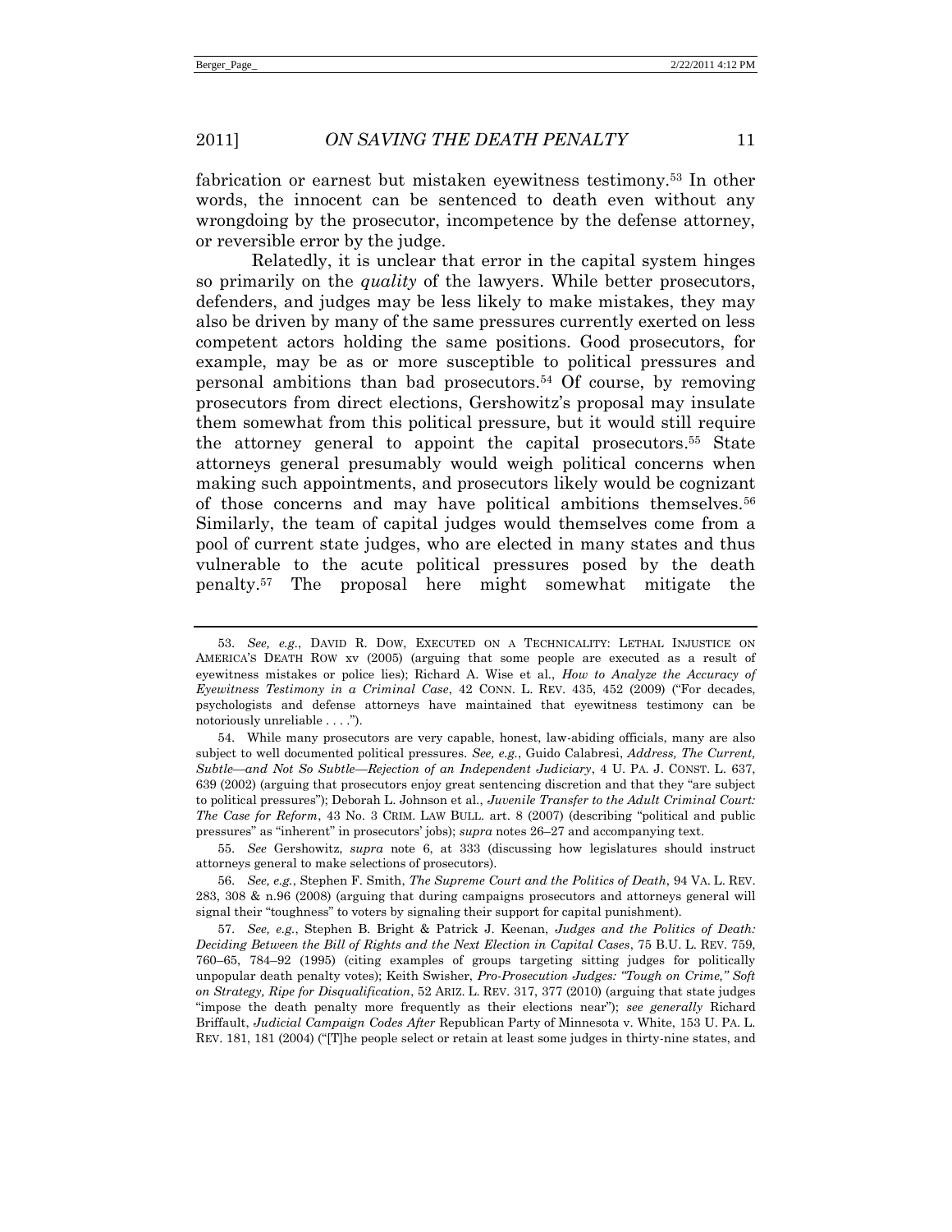fabrication or earnest but mistaken eyewitness testimony.[53] In other words, the innocent can be sentenced to death even without any wrongdoing by the prosecutor, incompetence by the defense attorney, or reversible error by the judge.

Relatedly, it is unclear that error in the capital system hinges so primarily on the *quality* of the lawyers. While better prosecutors, defenders, and judges may be less likely to make mistakes, they may also be driven by many of the same pressures currently exerted on less competent actors holding the same positions. Good prosecutors, for example, may be as or more susceptible to political pressures and personal ambitions than bad prosecutors.[54] Of course, by removing prosecutors from direct elections, Gershowitz's proposal may insulate them somewhat from this political pressure, but it would still require the attorney general to appoint the capital prosecutors.[55] State attorneys general presumably would weigh political concerns when making such appointments, and prosecutors likely would be cognizant of those concerns and may have political ambitions themselves.[56] Similarly, the team of capital judges would themselves come from a pool of current state judges, who are elected in many states and thus vulnerable to the acute political pressures posed by the death penalty.[57] The proposal here might somewhat mitigate the

---

53. *See, e.g.*, DAVID R. DOW, EXECUTED ON A TECHNICALITY: LETHAL INJUSTICE ON AMERICA'S DEATH ROW xv (2005) (arguing that some people are executed as a result of eyewitness mistakes or police lies); Richard A. Wise et al., *How to Analyze the Accuracy of Eyewitness Testimony in a Criminal Case*, 42 CONN. L. REV. 435, 452 (2009) ("For decades, psychologists and defense attorneys have maintained that eyewitness testimony can be notoriously unreliable . . . .").

54. While many prosecutors are very capable, honest, law-abiding officials, many are also subject to well documented political pressures. *See, e.g.*, Guido Calabresi, *Address, The Current, Subtle—and Not So Subtle—Rejection of an Independent Judiciary*, 4 U. PA. J. CONST. L. 637, 639 (2002) (arguing that prosecutors enjoy great sentencing discretion and that they "are subject to political pressures"); Deborah L. Johnson et al., *Juvenile Transfer to the Adult Criminal Court: The Case for Reform*, 43 No. 3 CRIM. LAW BULL. art. 8 (2007) (describing "political and public pressures" as "inherent" in prosecutors' jobs); *supra* notes 26–27 and accompanying text.

55. *See* Gershowitz, *supra* note 6, at 333 (discussing how legislatures should instruct attorneys general to make selections of prosecutors).

56. *See, e.g.*, Stephen F. Smith, *The Supreme Court and the Politics of Death*, 94 VA. L. REV. 283, 308 & n.96 (2008) (arguing that during campaigns prosecutors and attorneys general will signal their "toughness" to voters by signaling their support for capital punishment).

57. *See, e.g.*, Stephen B. Bright & Patrick J. Keenan, *Judges and the Politics of Death: Deciding Between the Bill of Rights and the Next Election in Capital Cases*, 75 B.U. L. REV. 759, 760–65, 784–92 (1995) (citing examples of groups targeting sitting judges for politically unpopular death penalty votes); Keith Swisher, *Pro-Prosecution Judges: "Tough on Crime," Soft on Strategy, Ripe for Disqualification*, 52 ARIZ. L. REV. 317, 377 (2010) (arguing that state judges "impose the death penalty more frequently as their elections near"); *see generally* Richard Briffault, *Judicial Campaign Codes After* Republican Party of Minnesota v. White, 153 U. PA. L. REV. 181, 181 (2004) ("[T]he people select or retain at least some judges in thirty-nine states, and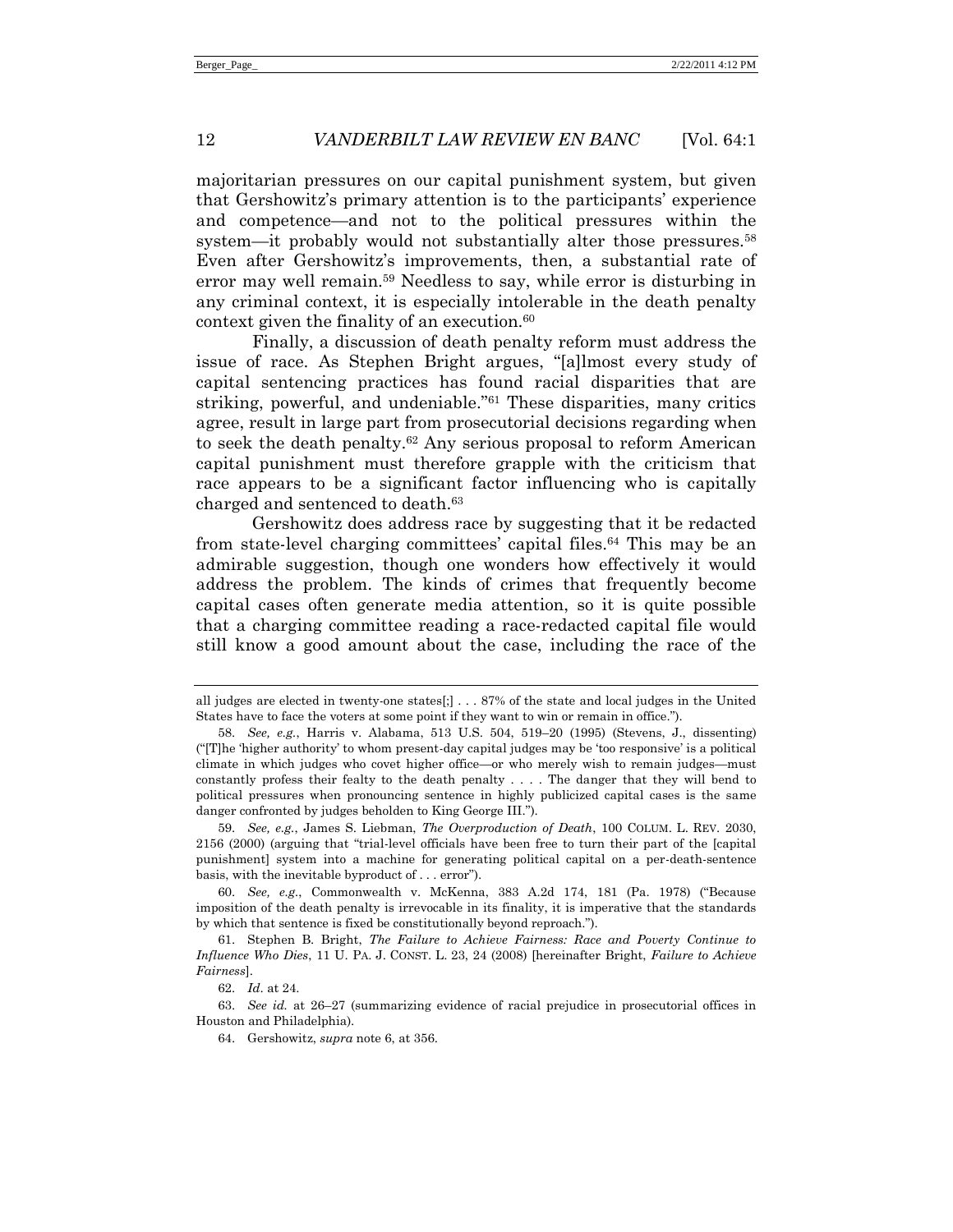majoritarian pressures on our capital punishment system, but given that Gershowitz's primary attention is to the participants' experience and competence—and not to the political pressures within the system—it probably would not substantially alter those pressures.[58] Even after Gershowitz's improvements, then, a substantial rate of error may well remain.[59] Needless to say, while error is disturbing in any criminal context, it is especially intolerable in the death penalty context given the finality of an execution.[60]

Finally, a discussion of death penalty reform must address the issue of race. As Stephen Bright argues, "[a]lmost every study of capital sentencing practices has found racial disparities that are striking, powerful, and undeniable."[61] These disparities, many critics agree, result in large part from prosecutorial decisions regarding when to seek the death penalty.[62] Any serious proposal to reform American capital punishment must therefore grapple with the criticism that race appears to be a significant factor influencing who is capitally charged and sentenced to death.[63]

Gershowitz does address race by suggesting that it be redacted from state-level charging committees' capital files.[64] This may be an admirable suggestion, though one wonders how effectively it would address the problem. The kinds of crimes that frequently become capital cases often generate media attention, so it is quite possible that a charging committee reading a race-redacted capital file would still know a good amount about the case, including the race of the

---

all judges are elected in twenty-one states[;] . . . 87% of the state and local judges in the United States have to face the voters at some point if they want to win or remain in office.").

58. *See, e.g.*, Harris v. Alabama, 513 U.S. 504, 519–20 (1995) (Stevens, J., dissenting) ("[T]he 'higher authority' to whom present-day capital judges may be 'too responsive' is a political climate in which judges who covet higher office—or who merely wish to remain judges—must constantly profess their fealty to the death penalty . . . . The danger that they will bend to political pressures when pronouncing sentence in highly publicized capital cases is the same danger confronted by judges beholden to King George III.").

59. *See, e.g.*, James S. Liebman, *The Overproduction of Death*, 100 COLUM. L. REV. 2030, 2156 (2000) (arguing that "trial-level officials have been free to turn their part of the [capital punishment] system into a machine for generating political capital on a per-death-sentence basis, with the inevitable byproduct of . . . error").

60. *See, e.g.*, Commonwealth v. McKenna, 383 A.2d 174, 181 (Pa. 1978) ("Because imposition of the death penalty is irrevocable in its finality, it is imperative that the standards by which that sentence is fixed be constitutionally beyond reproach.").

61. Stephen B. Bright, *The Failure to Achieve Fairness: Race and Poverty Continue to Influence Who Dies*, 11 U. PA. J. CONST. L. 23, 24 (2008) [hereinafter Bright, *Failure to Achieve Fairness*].

62. *Id*. at 24.

63. *See id.* at 26–27 (summarizing evidence of racial prejudice in prosecutorial offices in Houston and Philadelphia).

64. Gershowitz, *supra* note 6, at 356.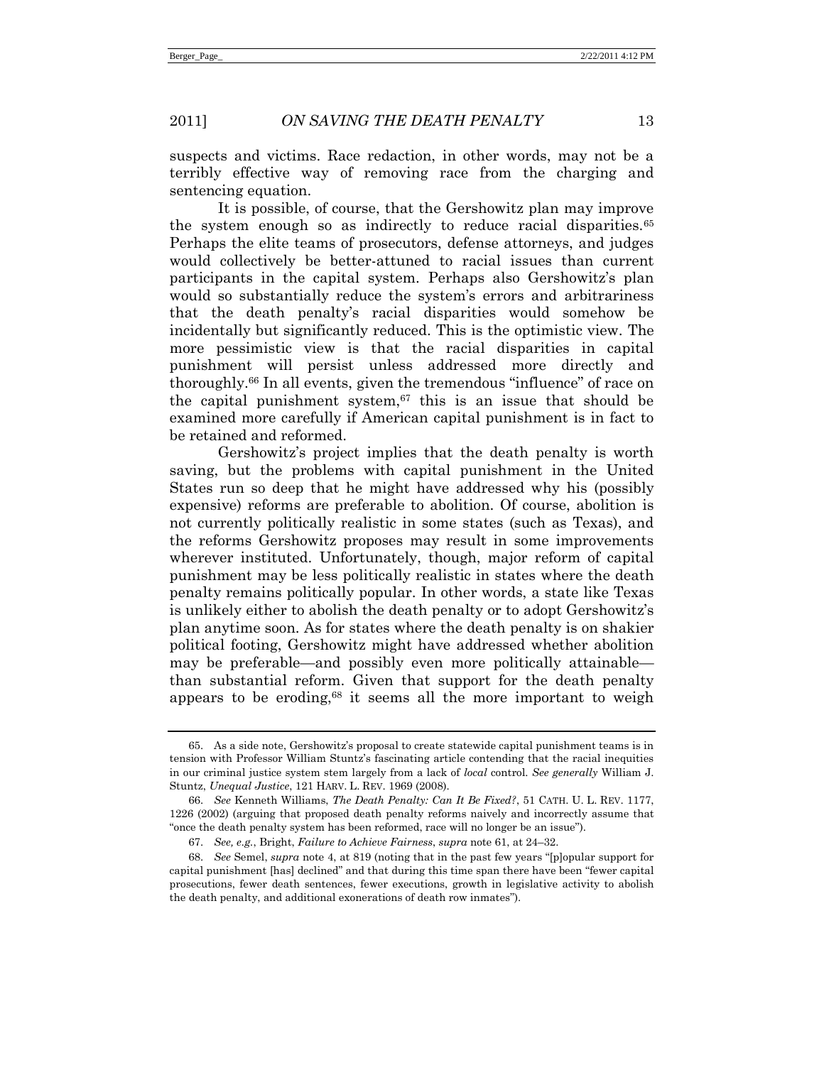suspects and victims. Race redaction, in other words, may not be a terribly effective way of removing race from the charging and sentencing equation.

It is possible, of course, that the Gershowitz plan may improve the system enough so as indirectly to reduce racial disparities.[65] Perhaps the elite teams of prosecutors, defense attorneys, and judges would collectively be better-attuned to racial issues than current participants in the capital system. Perhaps also Gershowitz's plan would so substantially reduce the system's errors and arbitrariness that the death penalty's racial disparities would somehow be incidentally but significantly reduced. This is the optimistic view. The more pessimistic view is that the racial disparities in capital punishment will persist unless addressed more directly and thoroughly.[66] In all events, given the tremendous "influence" of race on the capital punishment system,[67] this is an issue that should be examined more carefully if American capital punishment is in fact to be retained and reformed.

Gershowitz's project implies that the death penalty is worth saving, but the problems with capital punishment in the United States run so deep that he might have addressed why his (possibly expensive) reforms are preferable to abolition. Of course, abolition is not currently politically realistic in some states (such as Texas), and the reforms Gershowitz proposes may result in some improvements wherever instituted. Unfortunately, though, major reform of capital punishment may be less politically realistic in states where the death penalty remains politically popular. In other words, a state like Texas is unlikely either to abolish the death penalty or to adopt Gershowitz's plan anytime soon. As for states where the death penalty is on shakier political footing, Gershowitz might have addressed whether abolition may be preferable—and possibly even more politically attainable—than substantial reform. Given that support for the death penalty appears to be eroding,[68] it seems all the more important to weigh

---

65. As a side note, Gershowitz's proposal to create statewide capital punishment teams is in tension with Professor William Stuntz's fascinating article contending that the racial inequities in our criminal justice system stem largely from a lack of *local* control. *See generally* William J. Stuntz, *Unequal Justice*, 121 HARV. L. REV. 1969 (2008).

66. *See* Kenneth Williams, *The Death Penalty: Can It Be Fixed?*, 51 CATH. U. L. REV. 1177, 1226 (2002) (arguing that proposed death penalty reforms naively and incorrectly assume that "once the death penalty system has been reformed, race will no longer be an issue").

67. *See, e.g.*, Bright, *Failure to Achieve Fairness*, *supra* note 61, at 24–32.

68. *See* Semel, *supra* note 4, at 819 (noting that in the past few years "[p]opular support for capital punishment [has] declined" and that during this time span there have been "fewer capital prosecutions, fewer death sentences, fewer executions, growth in legislative activity to abolish the death penalty, and additional exonerations of death row inmates").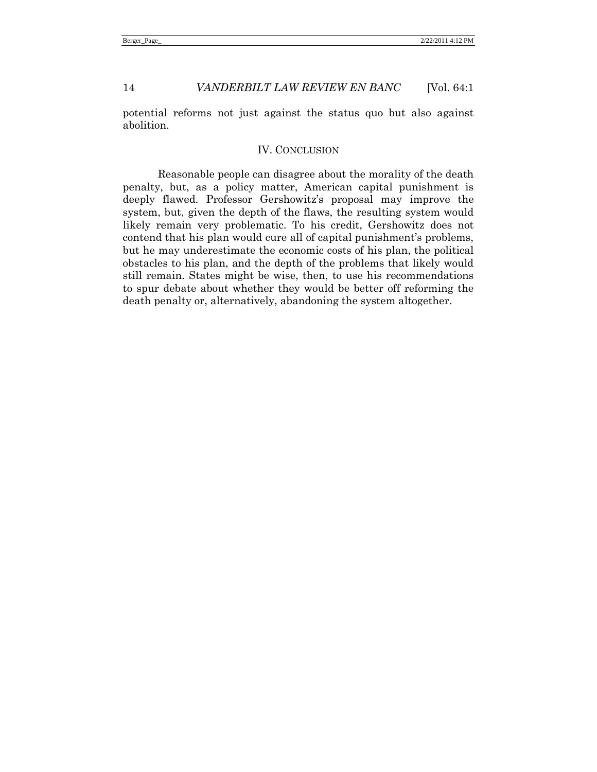potential reforms not just against the status quo but also against abolition.

## IV. CONCLUSION

Reasonable people can disagree about the morality of the death penalty, but, as a policy matter, American capital punishment is deeply flawed. Professor Gershowitz's proposal may improve the system, but, given the depth of the flaws, the resulting system would likely remain very problematic. To his credit, Gershowitz does not contend that his plan would cure all of capital punishment's problems, but he may underestimate the economic costs of his plan, the political obstacles to his plan, and the depth of the problems that likely would still remain. States might be wise, then, to use his recommendations to spur debate about whether they would be better off reforming the death penalty or, alternatively, abandoning the system altogether.